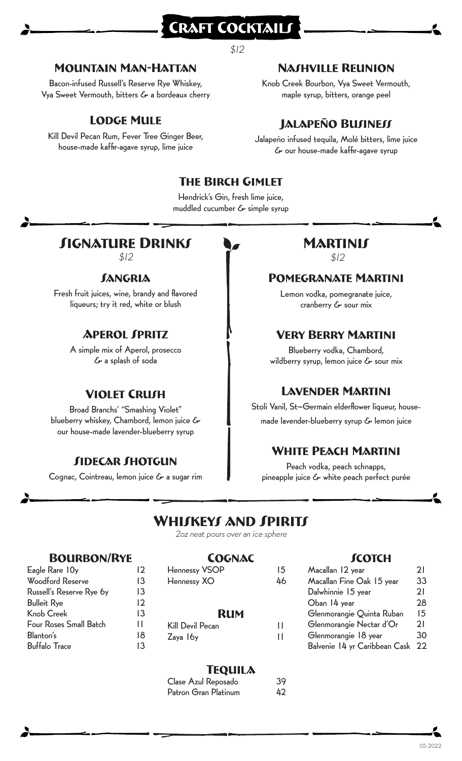# Craft Cocktails

*$12*

### Mountain Man-Hattan

Bacon-infused Russell's Reserve Rye Whiskey, Vya Sweet Vermouth, bitters & a bordeaux cherry

### Nashville Reunion

Knob Creek Bourbon, Vya Sweet Vermouth, maple syrup, bitters, orange peel

### Lodge Mule

Kill Devil Pecan Rum, Fever Tree Ginger Beer, house-made kaffir-agave syrup, lime juice

### Jalapeño Business

Jalapeño infused tequila, Molé bitters, lime juice & our house-made kaffir-agave syrup

### The Birch Gimlet

Hendrick's Gin, fresh lime juice, muddled cucumber & simple syrup

## Signature Drinks

*$12*

### Sangria

Fresh fruit juices, wine, brandy and flavored liqueurs; try it red, white or blush

### Aperol Spritz

A simple mix of Aperol, prosecco & a splash of soda

### Violet Crush

Broad Branchs' "Smashing Violet" blueberry whiskey, Chambord, lemon juice & our house-made lavender-blueberry syrup

### Sidecar Shotgun

Cognac, Cointreau, lemon juice & a sugar rim

## Martinis

*$12*

### Pomegranate Martini

Lemon vodka, pomegranate juice, cranberry & sour mix

### Very Berry Martini

Blueberry vodka, Chambord, wildberry syrup, lemon juice & sour mix

### Lavender Martini

Stoli Vanil, St~Germain elderflower liqueur, house-made lavender-blueberry syrup & lemon juice

### White Peach Martini

Peach vodka, peach schnapps, pineapple juice & white peach perfect purée

## Whiskeys and Spirits

*2oz neat pours over an ice sphere*

### Bourbon/Rye

| | |
|---|---|
| Eagle Rare 10y | 12 |
| Woodford Reserve | 13 |
| Russell's Reserve Rye 6y | 13 |
| Bulleit Rye | 12 |
| Knob Creek | 13 |
| Four Roses Small Batch | 11 |
| Blanton's | 18 |
| Buffalo Trace | 13 |

### Cognac

| | |
|---|---|
| Hennessy VSOP | 15 |
| Hennessy XO | 46 |

### Rum

| | |
|---|---|
| Kill Devil Pecan | 11 |
| Zaya 16y | 11 |

### Tequila

| | |
|---|---|
| Clase Azul Reposado | 39 |
| Patron Gran Platinum | 42 |

### Scotch

| | |
|---|---|
| Macallan 12 year | 21 |
| Macallan Fine Oak 15 year | 33 |
| Dalwhinnie 15 year | 21 |
| Oban 14 year | 28 |
| Glenmorangie Quinta Ruban | 15 |
| Glenmorangie Nectar d'Or | 21 |
| Glenmorangie 18 year | 30 |
| Balvenie 14 yr Caribbean Cask | 22 |

05-2022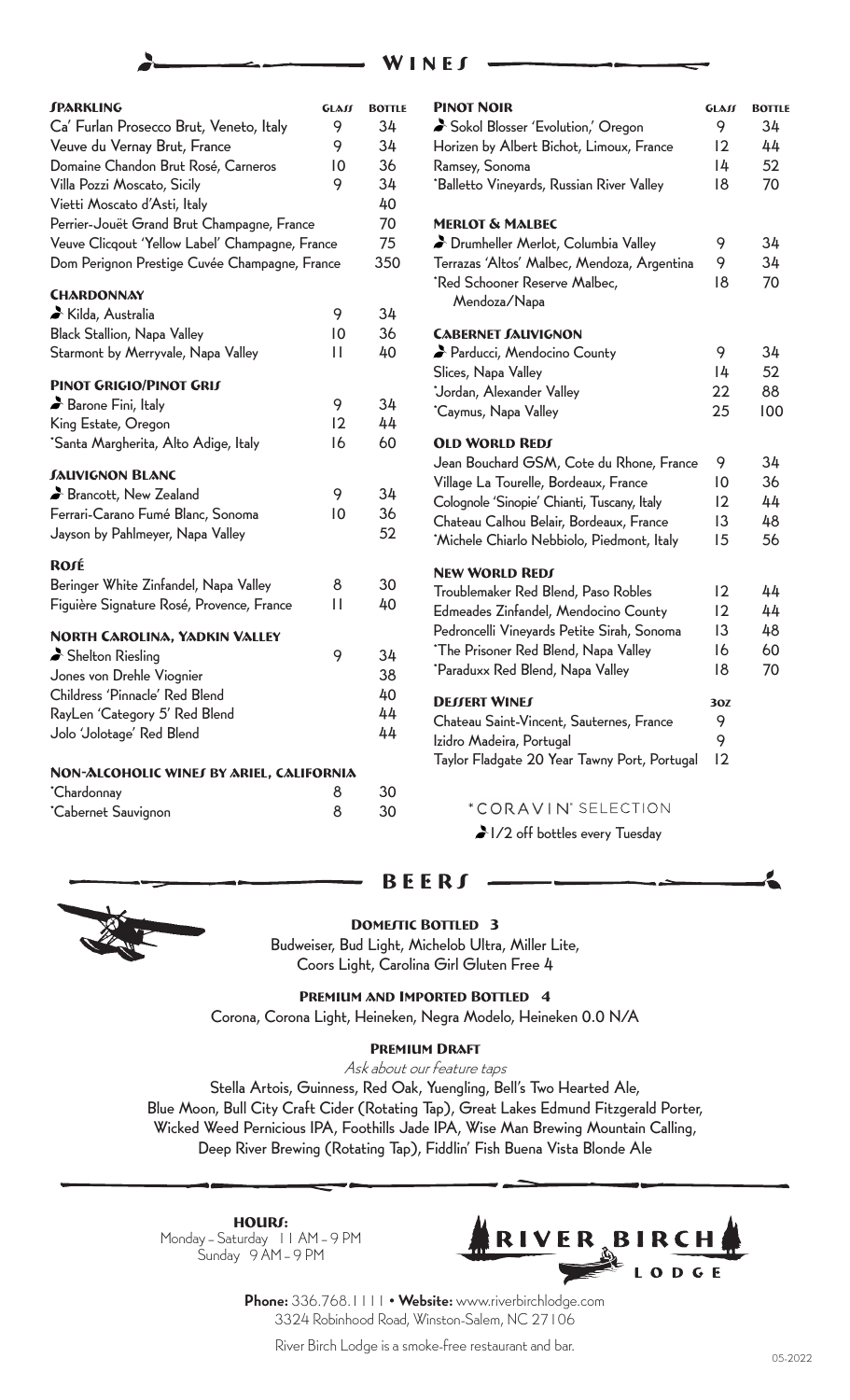# WINES

## SPARKLING

| | Glass | Bottle |
|---|---|---|
| Ca' Furlan Prosecco Brut, Veneto, Italy | 9 | 34 |
| Veuve du Vernay Brut, France | 9 | 34 |
| Domaine Chandon Brut Rosé, Carneros | 10 | 36 |
| Villa Pozzi Moscato, Sicily | 9 | 34 |
| Vietti Moscato d'Asti, Italy | | 40 |
| Perrier-Jouët Grand Brut Champagne, France | | 70 |
| Veuve Clicqout 'Yellow Label' Champagne, France | | 75 |
| Dom Perignon Prestige Cuvée Champagne, France | | 350 |

## CHARDONNAY

| | Glass | Bottle |
|---|---|---|
| Kilda, Australia | 9 | 34 |
| Black Stallion, Napa Valley | 10 | 36 |
| Starmont by Merryvale, Napa Valley | 11 | 40 |

## PINOT GRIGIO/PINOT GRIS

| | Glass | Bottle |
|---|---|---|
| Barone Fini, Italy | 9 | 34 |
| King Estate, Oregon | 12 | 44 |
| *Santa Margherita, Alto Adige, Italy | 16 | 60 |

## SAUVIGNON BLANC

| | Glass | Bottle |
|---|---|---|
| Brancott, New Zealand | 9 | 34 |
| Ferrari-Carano Fumé Blanc, Sonoma | 10 | 36 |
| Jayson by Pahlmeyer, Napa Valley | | 52 |

## ROSÉ

| | Glass | Bottle |
|---|---|---|
| Beringer White Zinfandel, Napa Valley | 8 | 30 |
| Figuière Signature Rosé, Provence, France | 11 | 40 |

## NORTH CAROLINA, YADKIN VALLEY

| | Glass | Bottle |
|---|---|---|
| Shelton Riesling | 9 | 34 |
| Jones von Drehle Viognier | | 38 |
| Childress 'Pinnacle' Red Blend | | 40 |
| RayLen 'Category 5' Red Blend | | 44 |
| Jolo 'Jolotage' Red Blend | | 44 |

## NON-ALCOHOLIC WINES BY ARIEL, CALIFORNIA

| | Glass | Bottle |
|---|---|---|
| *Chardonnay | 8 | 30 |
| *Cabernet Sauvignon | 8 | 30 |

## PINOT NOIR

| | Glass | Bottle |
|---|---|---|
| Sokol Blosser 'Evolution,' Oregon | 9 | 34 |
| Horizen by Albert Bichot, Limoux, France | 12 | 44 |
| Ramsey, Sonoma | 14 | 52 |
| *Balletto Vineyards, Russian River Valley | 18 | 70 |

## MERLOT & MALBEC

| | Glass | Bottle |
|---|---|---|
| Drumheller Merlot, Columbia Valley | 9 | 34 |
| Terrazas 'Altos' Malbec, Mendoza, Argentina | 9 | 34 |
| *Red Schooner Reserve Malbec, Mendoza/Napa | 18 | 70 |

## CABERNET SAUVIGNON

| | Glass | Bottle |
|---|---|---|
| Parducci, Mendocino County | 9 | 34 |
| Slices, Napa Valley | 14 | 52 |
| *Jordan, Alexander Valley | 22 | 88 |
| *Caymus, Napa Valley | 25 | 100 |

## OLD WORLD REDS

| | Glass | Bottle |
|---|---|---|
| Jean Bouchard GSM, Cote du Rhone, France | 9 | 34 |
| Village La Tourelle, Bordeaux, France | 10 | 36 |
| Colognole 'Sinopie' Chianti, Tuscany, Italy | 12 | 44 |
| Chateau Calhou Belair, Bordeaux, France | 13 | 48 |
| *Michele Chiarlo Nebbiolo, Piedmont, Italy | 15 | 56 |

## NEW WORLD REDS

| | Glass | Bottle |
|---|---|---|
| Troublemaker Red Blend, Paso Robles | 12 | 44 |
| Edmeades Zinfandel, Mendocino County | 12 | 44 |
| Pedroncelli Vineyards Petite Sirah, Sonoma | 13 | 48 |
| *The Prisoner Red Blend, Napa Valley | 16 | 60 |
| *Paraduxx Red Blend, Napa Valley | 18 | 70 |

## DESSERT WINES

| | 3oz |
|---|---|
| Chateau Saint-Vincent, Sauternes, France | 9 |
| Izidro Madeira, Portugal | 9 |
| Taylor Fladgate 20 Year Tawny Port, Portugal | 12 |

*CORAVIN® SELECTION

1/2 off bottles every Tuesday

# BEERS

## DOMESTIC BOTTLED 3

Budweiser, Bud Light, Michelob Ultra, Miller Lite, Coors Light, Carolina Girl Gluten Free 4

## PREMIUM AND IMPORTED BOTTLED 4

Corona, Corona Light, Heineken, Negra Modelo, Heineken 0.0 N/A

## PREMIUM DRAFT

*Ask about our feature taps*

Stella Artois, Guinness, Red Oak, Yuengling, Bell's Two Hearted Ale, Blue Moon, Bull City Craft Cider (Rotating Tap), Great Lakes Edmund Fitzgerald Porter, Wicked Weed Pernicious IPA, Foothills Jade IPA, Wise Man Brewing Mountain Calling, Deep River Brewing (Rotating Tap), Fiddlin' Fish Buena Vista Blonde Ale

**HOURS:**
Monday – Saturday 11 AM – 9 PM
Sunday 9 AM – 9 PM

RIVER BIRCH LODGE

**Phone:** 336.768.1111 • **Website:** www.riverbirchlodge.com
3324 Robinhood Road, Winston-Salem, NC 27106

River Birch Lodge is a smoke-free restaurant and bar.

05-2022